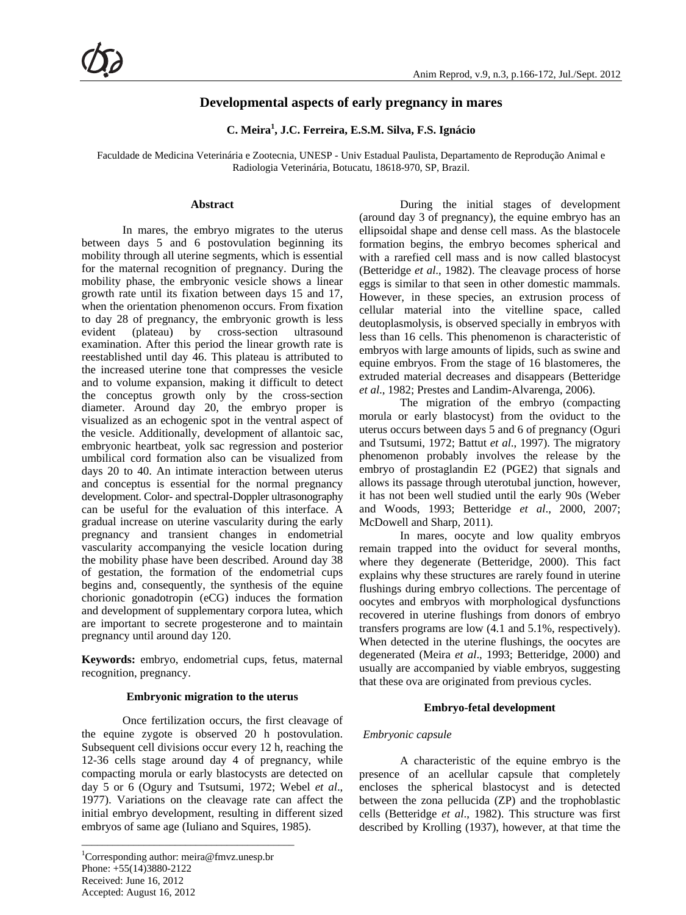# Developmental aspects of early pregnancy in mares

**C. Meira[1], J.C. Ferreira, E.S.M. Silva, F.S. Ignácio**

Faculdade de Medicina Veterinária e Zootecnia, UNESP - Univ Estadual Paulista, Departamento de Reprodução Animal e Radiologia Veterinária, Botucatu, 18618-970, SP, Brazil.

## Abstract

In mares, the embryo migrates to the uterus between days 5 and 6 postovulation beginning its mobility through all uterine segments, which is essential for the maternal recognition of pregnancy. During the mobility phase, the embryonic vesicle shows a linear growth rate until its fixation between days 15 and 17, when the orientation phenomenon occurs. From fixation to day 28 of pregnancy, the embryonic growth is less evident (plateau) by cross-section ultrasound examination. After this period the linear growth rate is reestablished until day 46. This plateau is attributed to the increased uterine tone that compresses the vesicle and to volume expansion, making it difficult to detect the conceptus growth only by the cross-section diameter. Around day 20, the embryo proper is visualized as an echogenic spot in the ventral aspect of the vesicle. Additionally, development of allantoic sac, embryonic heartbeat, yolk sac regression and posterior umbilical cord formation also can be visualized from days 20 to 40. An intimate interaction between uterus and conceptus is essential for the normal pregnancy development. Color- and spectral-Doppler ultrasonography can be useful for the evaluation of this interface. A gradual increase on uterine vascularity during the early pregnancy and transient changes in endometrial vascularity accompanying the vesicle location during the mobility phase have been described. Around day 38 of gestation, the formation of the endometrial cups begins and, consequently, the synthesis of the equine chorionic gonadotropin (eCG) induces the formation and development of supplementary corpora lutea, which are important to secrete progesterone and to maintain pregnancy until around day 120.

**Keywords:** embryo, endometrial cups, fetus, maternal recognition, pregnancy.

## Embryonic migration to the uterus

Once fertilization occurs, the first cleavage of the equine zygote is observed 20 h postovulation. Subsequent cell divisions occur every 12 h, reaching the 12-36 cells stage around day 4 of pregnancy, while compacting morula or early blastocysts are detected on day 5 or 6 (Ogury and Tsutsumi, 1972; Webel *et al*., 1977). Variations on the cleavage rate can affect the initial embryo development, resulting in different sized embryos of same age (Iuliano and Squires, 1985).

During the initial stages of development (around day 3 of pregnancy), the equine embryo has an ellipsoidal shape and dense cell mass. As the blastocele formation begins, the embryo becomes spherical and with a rarefied cell mass and is now called blastocyst (Betteridge *et al*., 1982). The cleavage process of horse eggs is similar to that seen in other domestic mammals. However, in these species, an extrusion process of cellular material into the vitelline space, called deutoplasmolysis, is observed specially in embryos with less than 16 cells. This phenomenon is characteristic of embryos with large amounts of lipids, such as swine and equine embryos. From the stage of 16 blastomeres, the extruded material decreases and disappears (Betteridge *et al*., 1982; Prestes and Landim-Alvarenga, 2006).

The migration of the embryo (compacting morula or early blastocyst) from the oviduct to the uterus occurs between days 5 and 6 of pregnancy (Oguri and Tsutsumi, 1972; Battut *et al*., 1997). The migratory phenomenon probably involves the release by the embryo of prostaglandin E2 (PGE2) that signals and allows its passage through uterotubal junction, however, it has not been well studied until the early 90s (Weber and Woods, 1993; Betteridge *et al*., 2000, 2007; McDowell and Sharp, 2011).

In mares, oocyte and low quality embryos remain trapped into the oviduct for several months, where they degenerate (Betteridge, 2000). This fact explains why these structures are rarely found in uterine flushings during embryo collections. The percentage of oocytes and embryos with morphological dysfunctions recovered in uterine flushings from donors of embryo transfers programs are low (4.1 and 5.1%, respectively). When detected in the uterine flushings, the oocytes are degenerated (Meira *et al*., 1993; Betteridge, 2000) and usually are accompanied by viable embryos, suggesting that these ova are originated from previous cycles.

## Embryo-fetal development

### *Embryonic capsule*

A characteristic of the equine embryo is the presence of an acellular capsule that completely encloses the spherical blastocyst and is detected between the zona pellucida (ZP) and the trophoblastic cells (Betteridge *et al*., 1982). This structure was first described by Krolling (1937), however, at that time the

---

[1]Corresponding author: meira@fmvz.unesp.br
Phone: +55(14)3880-2122
Received: June 16, 2012
Accepted: August 16, 2012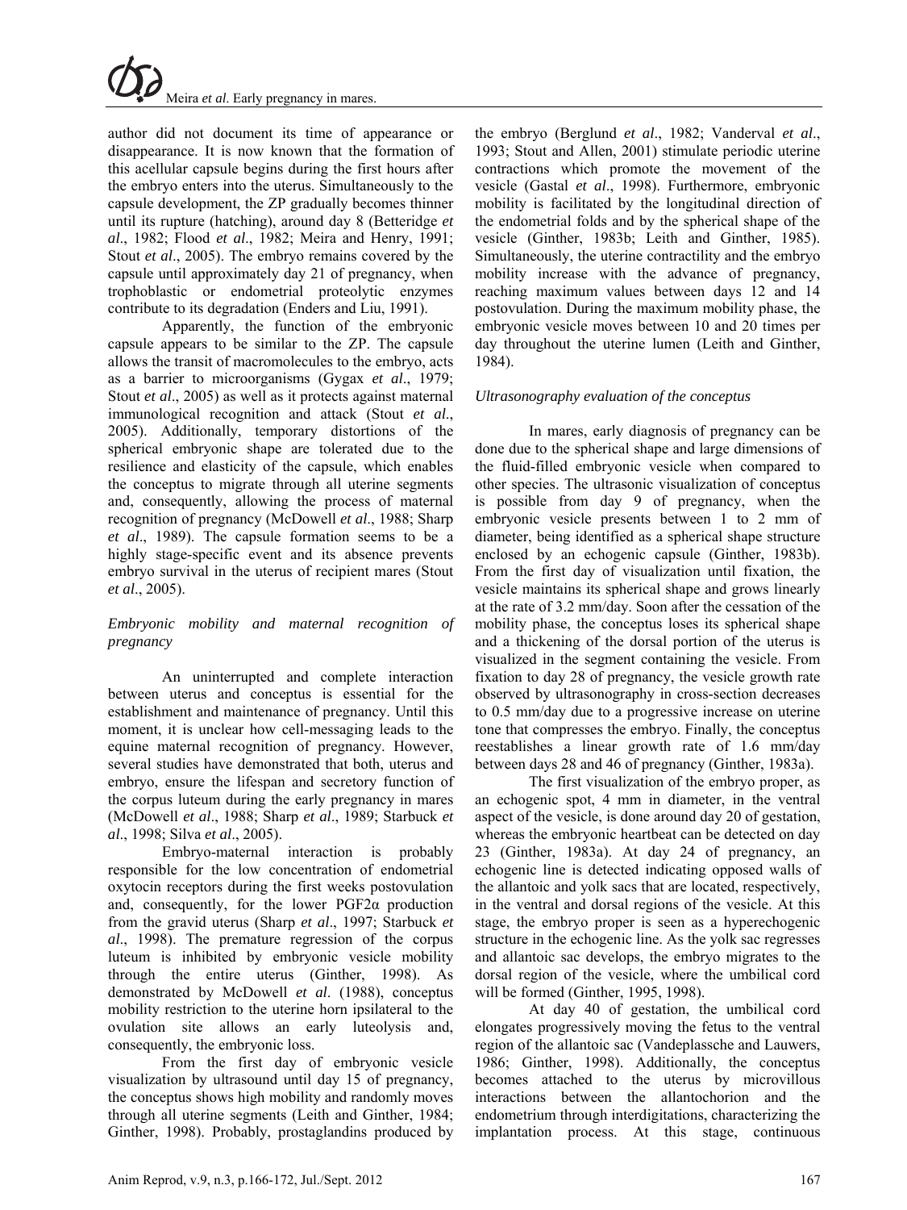author did not document its time of appearance or disappearance. It is now known that the formation of this acellular capsule begins during the first hours after the embryo enters into the uterus. Simultaneously to the capsule development, the ZP gradually becomes thinner until its rupture (hatching), around day 8 (Betteridge *et al*., 1982; Flood *et al*., 1982; Meira and Henry, 1991; Stout *et al*., 2005). The embryo remains covered by the capsule until approximately day 21 of pregnancy, when trophoblastic or endometrial proteolytic enzymes contribute to its degradation (Enders and Liu, 1991).

Apparently, the function of the embryonic capsule appears to be similar to the ZP. The capsule allows the transit of macromolecules to the embryo, acts as a barrier to microorganisms (Gygax *et al*., 1979; Stout *et al*., 2005) as well as it protects against maternal immunological recognition and attack (Stout *et al*., 2005). Additionally, temporary distortions of the spherical embryonic shape are tolerated due to the resilience and elasticity of the capsule, which enables the conceptus to migrate through all uterine segments and, consequently, allowing the process of maternal recognition of pregnancy (McDowell *et al*., 1988; Sharp *et al*., 1989). The capsule formation seems to be a highly stage-specific event and its absence prevents embryo survival in the uterus of recipient mares (Stout *et al*., 2005).

*Embryonic mobility and maternal recognition of pregnancy*

An uninterrupted and complete interaction between uterus and conceptus is essential for the establishment and maintenance of pregnancy. Until this moment, it is unclear how cell-messaging leads to the equine maternal recognition of pregnancy. However, several studies have demonstrated that both, uterus and embryo, ensure the lifespan and secretory function of the corpus luteum during the early pregnancy in mares (McDowell *et al*., 1988; Sharp *et al*., 1989; Starbuck *et al*., 1998; Silva *et al*., 2005).

Embryo-maternal interaction is probably responsible for the low concentration of endometrial oxytocin receptors during the first weeks postovulation and, consequently, for the lower $PGF2\alpha$ production from the gravid uterus (Sharp *et al*., 1997; Starbuck *et al*., 1998). The premature regression of the corpus luteum is inhibited by embryonic vesicle mobility through the entire uterus (Ginther, 1998). As demonstrated by McDowell *et al*. (1988), conceptus mobility restriction to the uterine horn ipsilateral to the ovulation site allows an early luteolysis and, consequently, the embryonic loss.

From the first day of embryonic vesicle visualization by ultrasound until day 15 of pregnancy, the conceptus shows high mobility and randomly moves through all uterine segments (Leith and Ginther, 1984; Ginther, 1998). Probably, prostaglandins produced by the embryo (Berglund *et al*., 1982; Vanderval *et al*., 1993; Stout and Allen, 2001) stimulate periodic uterine contractions which promote the movement of the vesicle (Gastal *et al*., 1998). Furthermore, embryonic mobility is facilitated by the longitudinal direction of the endometrial folds and by the spherical shape of the vesicle (Ginther, 1983b; Leith and Ginther, 1985). Simultaneously, the uterine contractility and the embryo mobility increase with the advance of pregnancy, reaching maximum values between days 12 and 14 postovulation. During the maximum mobility phase, the embryonic vesicle moves between 10 and 20 times per day throughout the uterine lumen (Leith and Ginther, 1984).

*Ultrasonography evaluation of the conceptus*

In mares, early diagnosis of pregnancy can be done due to the spherical shape and large dimensions of the fluid-filled embryonic vesicle when compared to other species. The ultrasonic visualization of conceptus is possible from day 9 of pregnancy, when the embryonic vesicle presents between 1 to 2 mm of diameter, being identified as a spherical shape structure enclosed by an echogenic capsule (Ginther, 1983b). From the first day of visualization until fixation, the vesicle maintains its spherical shape and grows linearly at the rate of 3.2 mm/day. Soon after the cessation of the mobility phase, the conceptus loses its spherical shape and a thickening of the dorsal portion of the uterus is visualized in the segment containing the vesicle. From fixation to day 28 of pregnancy, the vesicle growth rate observed by ultrasonography in cross-section decreases to 0.5 mm/day due to a progressive increase on uterine tone that compresses the embryo. Finally, the conceptus reestablishes a linear growth rate of 1.6 mm/day between days 28 and 46 of pregnancy (Ginther, 1983a).

The first visualization of the embryo proper, as an echogenic spot, 4 mm in diameter, in the ventral aspect of the vesicle, is done around day 20 of gestation, whereas the embryonic heartbeat can be detected on day 23 (Ginther, 1983a). At day 24 of pregnancy, an echogenic line is detected indicating opposed walls of the allantoic and yolk sacs that are located, respectively, in the ventral and dorsal regions of the vesicle. At this stage, the embryo proper is seen as a hyperechogenic structure in the echogenic line. As the yolk sac regresses and allantoic sac develops, the embryo migrates to the dorsal region of the vesicle, where the umbilical cord will be formed (Ginther, 1995, 1998).

At day 40 of gestation, the umbilical cord elongates progressively moving the fetus to the ventral region of the allantoic sac (Vandeplassche and Lauwers, 1986; Ginther, 1998). Additionally, the conceptus becomes attached to the uterus by microvillous interactions between the allantochorion and the endometrium through interdigitations, characterizing the implantation process. At this stage, continuous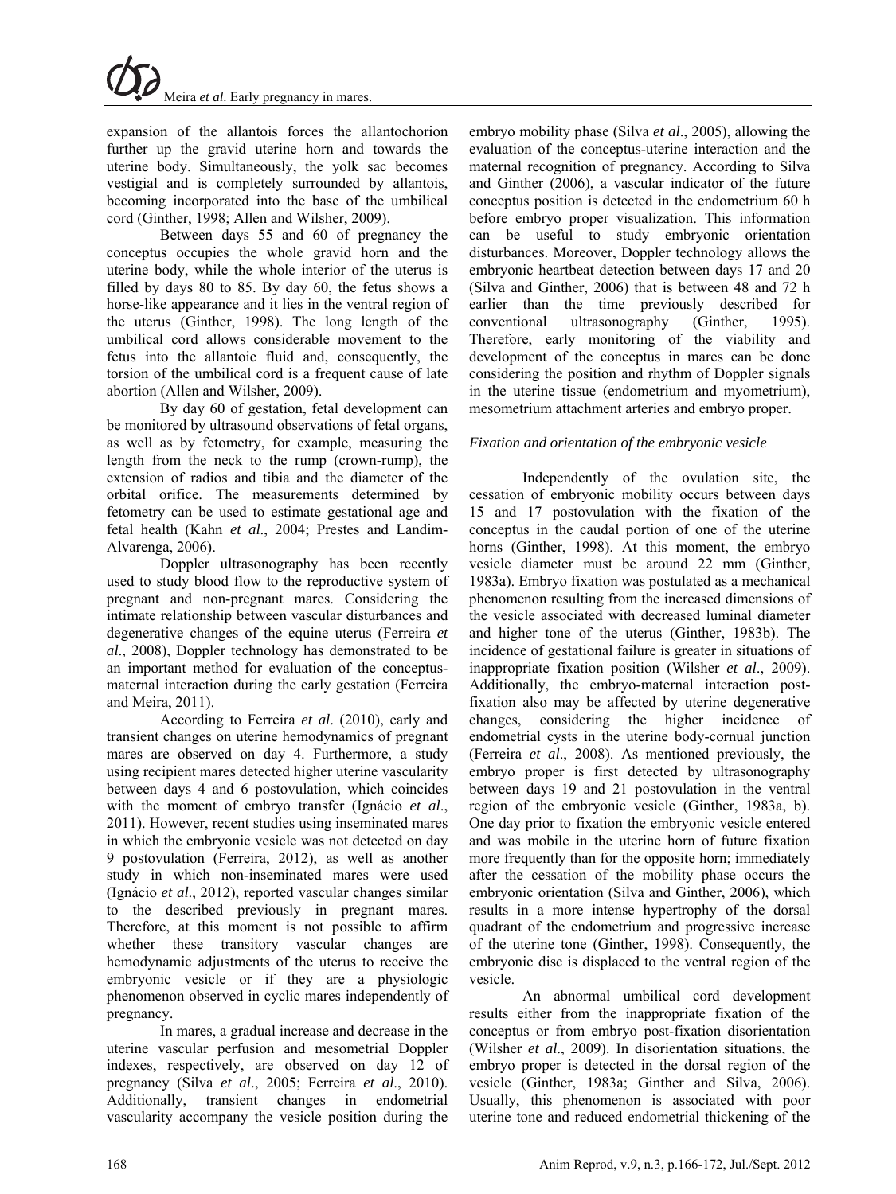expansion of the allantois forces the allantochorion further up the gravid uterine horn and towards the uterine body. Simultaneously, the yolk sac becomes vestigial and is completely surrounded by allantois, becoming incorporated into the base of the umbilical cord (Ginther, 1998; Allen and Wilsher, 2009).

Between days 55 and 60 of pregnancy the conceptus occupies the whole gravid horn and the uterine body, while the whole interior of the uterus is filled by days 80 to 85. By day 60, the fetus shows a horse-like appearance and it lies in the ventral region of the uterus (Ginther, 1998). The long length of the umbilical cord allows considerable movement to the fetus into the allantoic fluid and, consequently, the torsion of the umbilical cord is a frequent cause of late abortion (Allen and Wilsher, 2009).

By day 60 of gestation, fetal development can be monitored by ultrasound observations of fetal organs, as well as by fetometry, for example, measuring the length from the neck to the rump (crown-rump), the extension of radios and tibia and the diameter of the orbital orifice. The measurements determined by fetometry can be used to estimate gestational age and fetal health (Kahn *et al*., 2004; Prestes and Landim-Alvarenga, 2006).

Doppler ultrasonography has been recently used to study blood flow to the reproductive system of pregnant and non-pregnant mares. Considering the intimate relationship between vascular disturbances and degenerative changes of the equine uterus (Ferreira *et al*., 2008), Doppler technology has demonstrated to be an important method for evaluation of the conceptus-maternal interaction during the early gestation (Ferreira and Meira, 2011).

According to Ferreira *et al*. (2010), early and transient changes on uterine hemodynamics of pregnant mares are observed on day 4. Furthermore, a study using recipient mares detected higher uterine vascularity between days 4 and 6 postovulation, which coincides with the moment of embryo transfer (Ignácio *et al*., 2011). However, recent studies using inseminated mares in which the embryonic vesicle was not detected on day 9 postovulation (Ferreira, 2012), as well as another study in which non-inseminated mares were used (Ignácio *et al*., 2012), reported vascular changes similar to the described previously in pregnant mares. Therefore, at this moment is not possible to affirm whether these transitory vascular changes are hemodynamic adjustments of the uterus to receive the embryonic vesicle or if they are a physiologic phenomenon observed in cyclic mares independently of pregnancy.

In mares, a gradual increase and decrease in the uterine vascular perfusion and mesometrial Doppler indexes, respectively, are observed on day 12 of pregnancy (Silva *et al*., 2005; Ferreira *et al*., 2010). Additionally, transient changes in endometrial vascularity accompany the vesicle position during the embryo mobility phase (Silva *et al*., 2005), allowing the evaluation of the conceptus-uterine interaction and the maternal recognition of pregnancy. According to Silva and Ginther (2006), a vascular indicator of the future conceptus position is detected in the endometrium 60 h before embryo proper visualization. This information can be useful to study embryonic orientation disturbances. Moreover, Doppler technology allows the embryonic heartbeat detection between days 17 and 20 (Silva and Ginther, 2006) that is between 48 and 72 h earlier than the time previously described for conventional ultrasonography (Ginther, 1995). Therefore, early monitoring of the viability and development of the conceptus in mares can be done considering the position and rhythm of Doppler signals in the uterine tissue (endometrium and myometrium), mesometrium attachment arteries and embryo proper.

### *Fixation and orientation of the embryonic vesicle*

Independently of the ovulation site, the cessation of embryonic mobility occurs between days 15 and 17 postovulation with the fixation of the conceptus in the caudal portion of one of the uterine horns (Ginther, 1998). At this moment, the embryo vesicle diameter must be around 22 mm (Ginther, 1983a). Embryo fixation was postulated as a mechanical phenomenon resulting from the increased dimensions of the vesicle associated with decreased luminal diameter and higher tone of the uterus (Ginther, 1983b). The incidence of gestational failure is greater in situations of inappropriate fixation position (Wilsher *et al*., 2009). Additionally, the embryo-maternal interaction post-fixation also may be affected by uterine degenerative changes, considering the higher incidence of endometrial cysts in the uterine body-cornual junction (Ferreira *et al*., 2008). As mentioned previously, the embryo proper is first detected by ultrasonography between days 19 and 21 postovulation in the ventral region of the embryonic vesicle (Ginther, 1983a, b). One day prior to fixation the embryonic vesicle entered and was mobile in the uterine horn of future fixation more frequently than for the opposite horn; immediately after the cessation of the mobility phase occurs the embryonic orientation (Silva and Ginther, 2006), which results in a more intense hypertrophy of the dorsal quadrant of the endometrium and progressive increase of the uterine tone (Ginther, 1998). Consequently, the embryonic disc is displaced to the ventral region of the vesicle.

An abnormal umbilical cord development results either from the inappropriate fixation of the conceptus or from embryo post-fixation disorientation (Wilsher *et al*., 2009). In disorientation situations, the embryo proper is detected in the dorsal region of the vesicle (Ginther, 1983a; Ginther and Silva, 2006). Usually, this phenomenon is associated with poor uterine tone and reduced endometrial thickening of the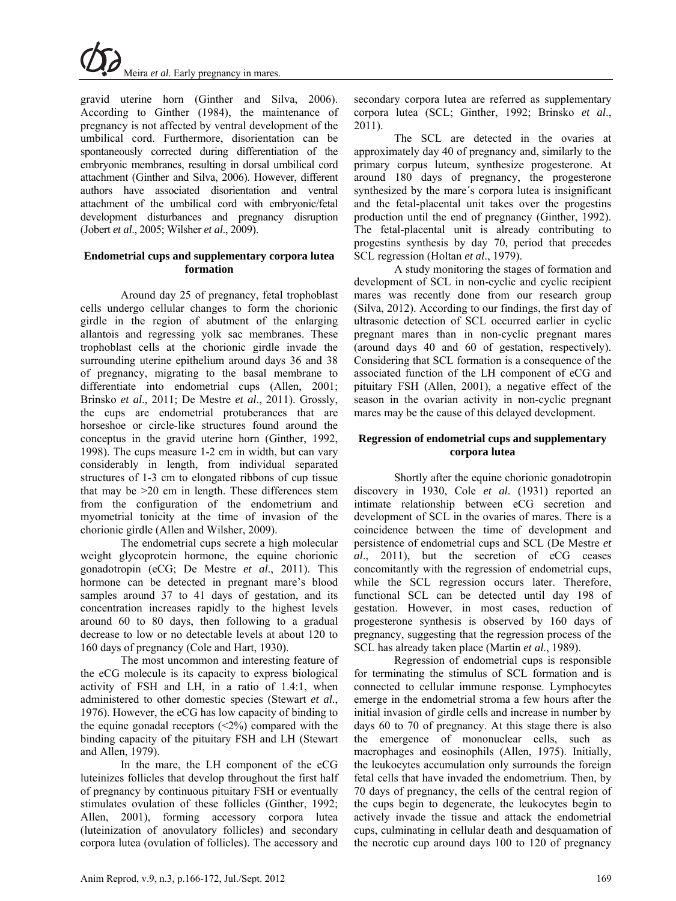gravid uterine horn (Ginther and Silva, 2006). According to Ginther (1984), the maintenance of pregnancy is not affected by ventral development of the umbilical cord. Furthermore, disorientation can be spontaneously corrected during differentiation of the embryonic membranes, resulting in dorsal umbilical cord attachment (Ginther and Silva, 2006). However, different authors have associated disorientation and ventral attachment of the umbilical cord with embryonic/fetal development disturbances and pregnancy disruption (Jobert *et al*., 2005; Wilsher *et al*., 2009).

### Endometrial cups and supplementary corpora lutea formation

Around day 25 of pregnancy, fetal trophoblast cells undergo cellular changes to form the chorionic girdle in the region of abutment of the enlarging allantois and regressing yolk sac membranes. These trophoblast cells at the chorionic girdle invade the surrounding uterine epithelium around days 36 and 38 of pregnancy, migrating to the basal membrane to differentiate into endometrial cups (Allen, 2001; Brinsko *et al*., 2011; De Mestre *et al*., 2011). Grossly, the cups are endometrial protuberances that are horseshoe or circle-like structures found around the conceptus in the gravid uterine horn (Ginther, 1992, 1998). The cups measure 1-2 cm in width, but can vary considerably in length, from individual separated structures of 1-3 cm to elongated ribbons of cup tissue that may be >20 cm in length. These differences stem from the configuration of the endometrium and myometrial tonicity at the time of invasion of the chorionic girdle (Allen and Wilsher, 2009).

The endometrial cups secrete a high molecular weight glycoprotein hormone, the equine chorionic gonadotropin (eCG; De Mestre *et al*., 2011). This hormone can be detected in pregnant mare's blood samples around 37 to 41 days of gestation, and its concentration increases rapidly to the highest levels around 60 to 80 days, then following to a gradual decrease to low or no detectable levels at about 120 to 160 days of pregnancy (Cole and Hart, 1930).

The most uncommon and interesting feature of the eCG molecule is its capacity to express biological activity of FSH and LH, in a ratio of 1.4:1, when administered to other domestic species (Stewart *et al*., 1976). However, the eCG has low capacity of binding to the equine gonadal receptors (<2%) compared with the binding capacity of the pituitary FSH and LH (Stewart and Allen, 1979).

In the mare, the LH component of the eCG luteinizes follicles that develop throughout the first half of pregnancy by continuous pituitary FSH or eventually stimulates ovulation of these follicles (Ginther, 1992; Allen, 2001), forming accessory corpora lutea (luteinization of anovulatory follicles) and secondary corpora lutea (ovulation of follicles). The accessory and secondary corpora lutea are referred as supplementary corpora lutea (SCL; Ginther, 1992; Brinsko *et al*., 2011).

The SCL are detected in the ovaries at approximately day 40 of pregnancy and, similarly to the primary corpus luteum, synthesize progesterone. At around 180 days of pregnancy, the progesterone synthesized by the mare´s corpora lutea is insignificant and the fetal-placental unit takes over the progestins production until the end of pregnancy (Ginther, 1992). The fetal-placental unit is already contributing to progestins synthesis by day 70, period that precedes SCL regression (Holtan *et al*., 1979).

A study monitoring the stages of formation and development of SCL in non-cyclic and cyclic recipient mares was recently done from our research group (Silva, 2012). According to our findings, the first day of ultrasonic detection of SCL occurred earlier in cyclic pregnant mares than in non-cyclic pregnant mares (around days 40 and 60 of gestation, respectively). Considering that SCL formation is a consequence of the associated function of the LH component of eCG and pituitary FSH (Allen, 2001), a negative effect of the season in the ovarian activity in non-cyclic pregnant mares may be the cause of this delayed development.

### Regression of endometrial cups and supplementary corpora lutea

Shortly after the equine chorionic gonadotropin discovery in 1930, Cole *et al*. (1931) reported an intimate relationship between eCG secretion and development of SCL in the ovaries of mares. There is a coincidence between the time of development and persistence of endometrial cups and SCL (De Mestre *et al*., 2011), but the secretion of eCG ceases concomitantly with the regression of endometrial cups, while the SCL regression occurs later. Therefore, functional SCL can be detected until day 198 of gestation. However, in most cases, reduction of progesterone synthesis is observed by 160 days of pregnancy, suggesting that the regression process of the SCL has already taken place (Martin *et al*., 1989).

Regression of endometrial cups is responsible for terminating the stimulus of SCL formation and is connected to cellular immune response. Lymphocytes emerge in the endometrial stroma a few hours after the initial invasion of girdle cells and increase in number by days 60 to 70 of pregnancy. At this stage there is also the emergence of mononuclear cells, such as macrophages and eosinophils (Allen, 1975). Initially, the leukocytes accumulation only surrounds the foreign fetal cells that have invaded the endometrium. Then, by 70 days of pregnancy, the cells of the central region of the cups begin to degenerate, the leukocytes begin to actively invade the tissue and attack the endometrial cups, culminating in cellular death and desquamation of the necrotic cup around days 100 to 120 of pregnancy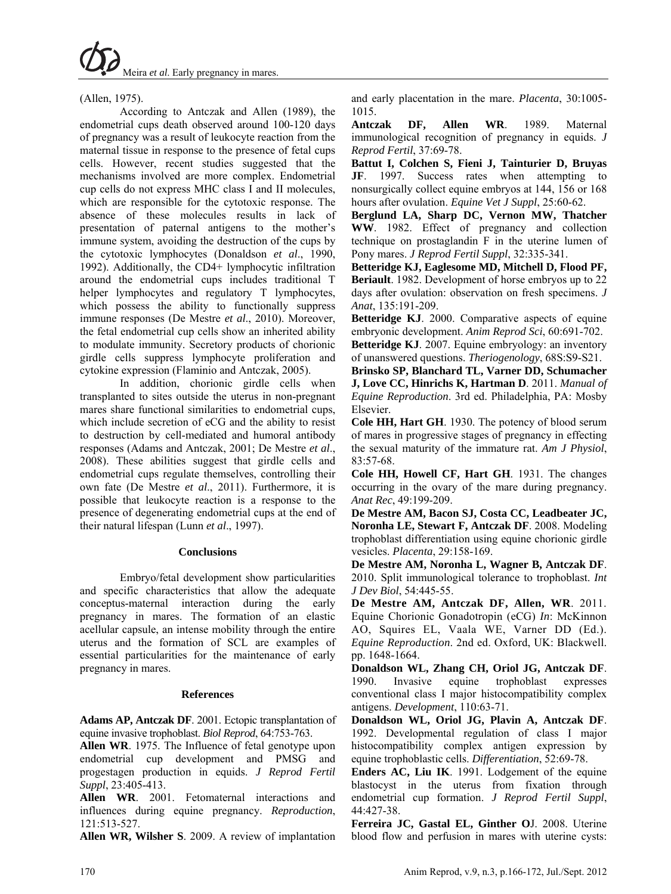(Allen, 1975).

According to Antczak and Allen (1989), the endometrial cups death observed around 100-120 days of pregnancy was a result of leukocyte reaction from the maternal tissue in response to the presence of fetal cups cells. However, recent studies suggested that the mechanisms involved are more complex. Endometrial cup cells do not express MHC class I and II molecules, which are responsible for the cytotoxic response. The absence of these molecules results in lack of presentation of paternal antigens to the mother's immune system, avoiding the destruction of the cups by the cytotoxic lymphocytes (Donaldson *et al*., 1990, 1992). Additionally, the CD4+ lymphocytic infiltration around the endometrial cups includes traditional T helper lymphocytes and regulatory T lymphocytes, which possess the ability to functionally suppress immune responses (De Mestre *et al*., 2010). Moreover, the fetal endometrial cup cells show an inherited ability to modulate immunity. Secretory products of chorionic girdle cells suppress lymphocyte proliferation and cytokine expression (Flaminio and Antczak, 2005).

In addition, chorionic girdle cells when transplanted to sites outside the uterus in non-pregnant mares share functional similarities to endometrial cups, which include secretion of eCG and the ability to resist to destruction by cell-mediated and humoral antibody responses (Adams and Antczak, 2001; De Mestre *et al*., 2008). These abilities suggest that girdle cells and endometrial cups regulate themselves, controlling their own fate (De Mestre *et al*., 2011). Furthermore, it is possible that leukocyte reaction is a response to the presence of degenerating endometrial cups at the end of their natural lifespan (Lunn *et al*., 1997).

## Conclusions

Embryo/fetal development show particularities and specific characteristics that allow the adequate conceptus-maternal interaction during the early pregnancy in mares. The formation of an elastic acellular capsule, an intense mobility through the entire uterus and the formation of SCL are examples of essential particularities for the maintenance of early pregnancy in mares.

## References

**Adams AP, Antczak DF**. 2001. Ectopic transplantation of equine invasive trophoblast. *Biol Reprod*, 64:753-763.

**Allen WR**. 1975. The Influence of fetal genotype upon endometrial cup development and PMSG and progestagen production in equids. *J Reprod Fertil Suppl*, 23:405-413.

**Allen WR**. 2001. Fetomaternal interactions and influences during equine pregnancy. *Reproduction*, 121:513-527.

**Allen WR, Wilsher S**. 2009. A review of implantation and early placentation in the mare. *Placenta*, 30:1005-1015.

**Antczak DF, Allen WR**. 1989. Maternal immunological recognition of pregnancy in equids. *J Reprod Fertil*, 37:69-78.

**Battut I, Colchen S, Fieni J, Tainturier D, Bruyas JF**. 1997. Success rates when attempting to nonsurgically collect equine embryos at 144, 156 or 168 hours after ovulation. *Equine Vet J Suppl*, 25:60-62.

**Berglund LA, Sharp DC, Vernon MW, Thatcher WW**. 1982. Effect of pregnancy and collection technique on prostaglandin F in the uterine lumen of Pony mares. *J Reprod Fertil Suppl*, 32:335-341.

**Betteridge KJ, Eaglesome MD, Mitchell D, Flood PF, Beriault**. 1982. Development of horse embryos up to 22 days after ovulation: observation on fresh specimens. *J Anat*, 135:191-209.

**Betteridge KJ**. 2000. Comparative aspects of equine embryonic development. *Anim Reprod Sci*, 60:691-702.

**Betteridge KJ**. 2007. Equine embryology: an inventory of unanswered questions. *Theriogenology*, 68S:S9-S21.

**Brinsko SP, Blanchard TL, Varner DD, Schumacher J, Love CC, Hinrichs K, Hartman D**. 2011. *Manual of Equine Reproduction*. 3rd ed. Philadelphia, PA: Mosby Elsevier.

**Cole HH, Hart GH**. 1930. The potency of blood serum of mares in progressive stages of pregnancy in effecting the sexual maturity of the immature rat. *Am J Physiol*, 83:57-68.

**Cole HH, Howell CF, Hart GH**. 1931. The changes occurring in the ovary of the mare during pregnancy. *Anat Rec*, 49:199-209.

**De Mestre AM, Bacon SJ, Costa CC, Leadbeater JC, Noronha LE, Stewart F, Antczak DF**. 2008. Modeling trophoblast differentiation using equine chorionic girdle vesicles. *Placenta*, 29:158-169.

**De Mestre AM, Noronha L, Wagner B, Antczak DF**. 2010. Split immunological tolerance to trophoblast. *Int J Dev Biol*, 54:445-55.

**De Mestre AM, Antczak DF, Allen, WR**. 2011. Equine Chorionic Gonadotropin (eCG) *In*: McKinnon AO, Squires EL, Vaala WE, Varner DD (Ed.). *Equine Reproduction*. 2nd ed. Oxford, UK: Blackwell. pp. 1648-1664.

**Donaldson WL, Zhang CH, Oriol JG, Antczak DF**. 1990. Invasive equine trophoblast expresses conventional class I major histocompatibility complex antigens. *Development*, 110:63-71.

**Donaldson WL, Oriol JG, Plavin A, Antczak DF**. 1992. Developmental regulation of class I major histocompatibility complex antigen expression by equine trophoblastic cells. *Differentiation*, 52:69-78.

**Enders AC, Liu IK**. 1991. Lodgement of the equine blastocyst in the uterus from fixation through endometrial cup formation. *J Reprod Fertil Suppl*, 44:427-38.

**Ferreira JC, Gastal EL, Ginther OJ**. 2008. Uterine blood flow and perfusion in mares with uterine cysts: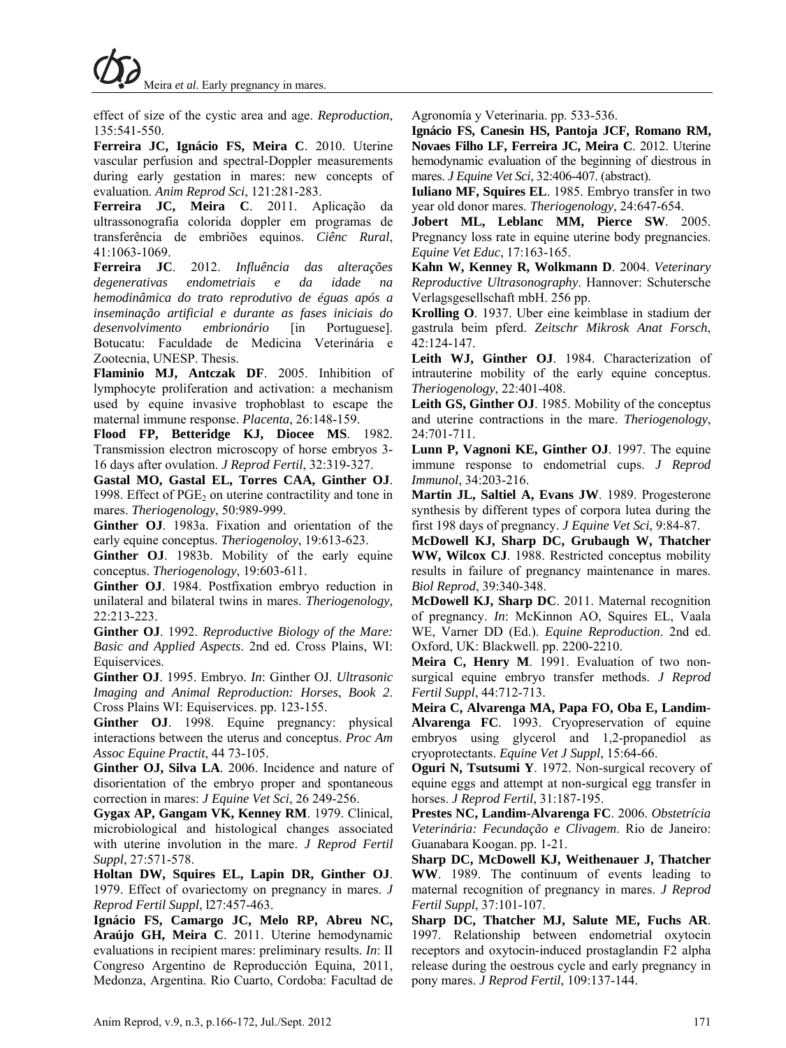effect of size of the cystic area and age. *Reproduction*, 135:541-550.

**Ferreira JC, Ignácio FS, Meira C**. 2010. Uterine vascular perfusion and spectral-Doppler measurements during early gestation in mares: new concepts of evaluation. *Anim Reprod Sci*, 121:281-283.

**Ferreira JC, Meira C**. 2011. Aplicação da ultrassonografia colorida doppler em programas de transferência de embriões equinos. *Ciênc Rural*, 41:1063-1069.

**Ferreira JC**. 2012. *Influência das alterações degenerativas endometriais e da idade na hemodinâmica do trato reprodutivo de éguas após a inseminação artificial e durante as fases iniciais do desenvolvimento embrionário* [in Portuguese]. Botucatu: Faculdade de Medicina Veterinária e Zootecnia, UNESP. Thesis.

**Flaminio MJ, Antczak DF**. 2005. Inhibition of lymphocyte proliferation and activation: a mechanism used by equine invasive trophoblast to escape the maternal immune response. *Placenta*, 26:148-159.

**Flood FP, Betteridge KJ, Diocee MS**. 1982. Transmission electron microscopy of horse embryos 3-16 days after ovulation. *J Reprod Fertil*, 32:319-327.

**Gastal MO, Gastal EL, Torres CAA, Ginther OJ**. 1998. Effect of $PGE_2$ on uterine contractility and tone in mares. *Theriogenology*, 50:989-999.

**Ginther OJ**. 1983a. Fixation and orientation of the early equine conceptus. *Theriogenoloy*, 19:613-623.

**Ginther OJ**. 1983b. Mobility of the early equine conceptus. *Theriogenology*, 19:603-611.

**Ginther OJ**. 1984. Postfixation embryo reduction in unilateral and bilateral twins in mares. *Theriogenology*, 22:213-223.

**Ginther OJ**. 1992. *Reproductive Biology of the Mare: Basic and Applied Aspects*. 2nd ed. Cross Plains, WI: Equiservices.

**Ginther OJ**. 1995. Embryo. *In*: Ginther OJ. *Ultrasonic Imaging and Animal Reproduction: Horses*, *Book 2*. Cross Plains WI: Equiservices. pp. 123-155.

**Ginther OJ**. 1998. Equine pregnancy: physical interactions between the uterus and conceptus. *Proc Am Assoc Equine Practit*, 44 73-105.

**Ginther OJ, Silva LA**. 2006. Incidence and nature of disorientation of the embryo proper and spontaneous correction in mares: *J Equine Vet Sci*, 26 249-256.

**Gygax AP, Gangam VK, Kenney RM**. 1979. Clinical, microbiological and histological changes associated with uterine involution in the mare. *J Reprod Fertil Suppl*, 27:571-578.

**Holtan DW, Squires EL, Lapin DR, Ginther OJ**. 1979. Effect of ovariectomy on pregnancy in mares. *J Reprod Fertil Suppl*, l27:457-463.

**Ignácio FS, Camargo JC, Melo RP, Abreu NC, Araújo GH, Meira C**. 2011. Uterine hemodynamic evaluations in recipient mares: preliminary results. *In*: II Congreso Argentino de Reproducción Equina, 2011, Medonza, Argentina. Rio Cuarto, Cordoba: Facultad de Agronomía y Veterinaria. pp. 533-536.

**Ignácio FS, Canesin HS, Pantoja JCF, Romano RM, Novaes Filho LF, Ferreira JC, Meira C**. 2012. Uterine hemodynamic evaluation of the beginning of diestrous in mares. *J Equine Vet Sci*, 32:406-407. (abstract).

**Iuliano MF, Squires EL**. 1985. Embryo transfer in two year old donor mares. *Theriogenology*, 24:647-654.

**Jobert ML, Leblanc MM, Pierce SW**. 2005. Pregnancy loss rate in equine uterine body pregnancies. *Equine Vet Educ*, 17:163-165.

**Kahn W, Kenney R, Wolkmann D**. 2004. *Veterinary Reproductive Ultrasonography*. Hannover: Schutersche Verlagsgesellschaft mbH. 256 pp.

**Krolling O**. 1937. Uber eine keimblase in stadium der gastrula beim pferd. *Zeitschr Mikrosk Anat Forsch*, 42:124-147.

**Leith WJ, Ginther OJ**. 1984. Characterization of intrauterine mobility of the early equine conceptus. *Theriogenology*, 22:401-408.

**Leith GS, Ginther OJ**. 1985. Mobility of the conceptus and uterine contractions in the mare. *Theriogenology*, 24:701-711.

**Lunn P, Vagnoni KE, Ginther OJ**. 1997. The equine immune response to endometrial cups. *J Reprod Immunol*, 34:203-216.

**Martin JL, Saltiel A, Evans JW**. 1989. Progesterone synthesis by different types of corpora lutea during the first 198 days of pregnancy. *J Equine Vet Sci*, 9:84-87.

**McDowell KJ, Sharp DC, Grubaugh W, Thatcher WW, Wilcox CJ**. 1988. Restricted conceptus mobility results in failure of pregnancy maintenance in mares. *Biol Reprod*, 39:340-348.

**McDowell KJ, Sharp DC**. 2011. Maternal recognition of pregnancy. *In*: McKinnon AO, Squires EL, Vaala WE, Varner DD (Ed.). *Equine Reproduction*. 2nd ed. Oxford, UK: Blackwell. pp. 2200-2210.

**Meira C, Henry M**. 1991. Evaluation of two non-surgical equine embryo transfer methods. *J Reprod Fertil Suppl*, 44:712-713.

**Meira C, Alvarenga MA, Papa FO, Oba E, Landim-Alvarenga FC**. 1993. Cryopreservation of equine embryos using glycerol and 1,2-propanediol as cryoprotectants. *Equine Vet J Suppl*, 15:64-66.

**Oguri N, Tsutsumi Y**. 1972. Non-surgical recovery of equine eggs and attempt at non-surgical egg transfer in horses. *J Reprod Fertil*, 31:187-195.

**Prestes NC, Landim-Alvarenga FC**. 2006. *Obstetrícia Veterinária: Fecundação e Clivagem*. Rio de Janeiro: Guanabara Koogan. pp. 1-21.

**Sharp DC, McDowell KJ, Weithenauer J, Thatcher WW**. 1989. The continuum of events leading to maternal recognition of pregnancy in mares. *J Reprod Fertil Suppl*, 37:101-107.

**Sharp DC, Thatcher MJ, Salute ME, Fuchs AR**. 1997. Relationship between endometrial oxytocin receptors and oxytocin-induced prostaglandin F2 alpha release during the oestrous cycle and early pregnancy in pony mares. *J Reprod Fertil*, 109:137-144.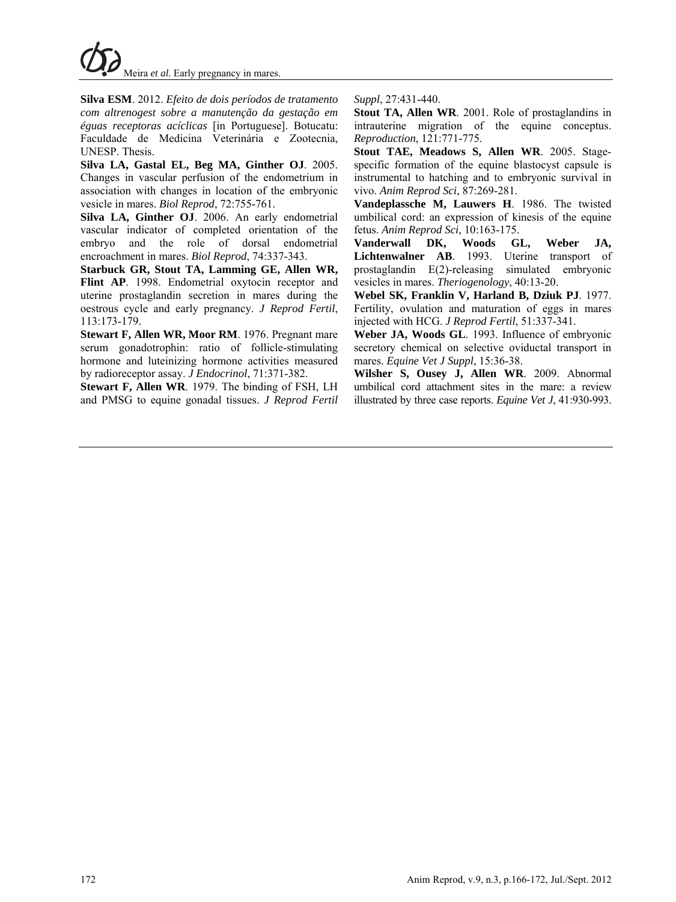**Silva ESM**. 2012. *Efeito de dois períodos de tratamento com altrenogest sobre a manutenção da gestação em éguas receptoras acíclicas* [in Portuguese]. Botucatu: Faculdade de Medicina Veterinária e Zootecnia, UNESP. Thesis.

**Silva LA, Gastal EL, Beg MA, Ginther OJ**. 2005. Changes in vascular perfusion of the endometrium in association with changes in location of the embryonic vesicle in mares. *Biol Reprod*, 72:755-761.

**Silva LA, Ginther OJ**. 2006. An early endometrial vascular indicator of completed orientation of the embryo and the role of dorsal endometrial encroachment in mares. *Biol Reprod*, 74:337-343.

**Starbuck GR, Stout TA, Lamming GE, Allen WR, Flint AP**. 1998. Endometrial oxytocin receptor and uterine prostaglandin secretion in mares during the oestrous cycle and early pregnancy. *J Reprod Fertil*, 113:173-179.

**Stewart F, Allen WR, Moor RM**. 1976. Pregnant mare serum gonadotrophin: ratio of follicle-stimulating hormone and luteinizing hormone activities measured by radioreceptor assay. *J Endocrinol*, 71:371-382.

**Stewart F, Allen WR**. 1979. The binding of FSH, LH and PMSG to equine gonadal tissues. *J Reprod Fertil Suppl*, 27:431-440.

**Stout TA, Allen WR**. 2001. Role of prostaglandins in intrauterine migration of the equine conceptus. *Reproduction*, 121:771-775.

**Stout TAE, Meadows S, Allen WR**. 2005. Stage-specific formation of the equine blastocyst capsule is instrumental to hatching and to embryonic survival in vivo. *Anim Reprod Sci*, 87:269-281.

**Vandeplassche M, Lauwers H**. 1986. The twisted umbilical cord: an expression of kinesis of the equine fetus. *Anim Reprod Sci*, 10:163-175.

**Vanderwall DK, Woods GL, Weber JA, Lichtenwalner AB**. 1993. Uterine transport of prostaglandin E(2)-releasing simulated embryonic vesicles in mares. *Theriogenology*, 40:13-20.

**Webel SK, Franklin V, Harland B, Dziuk PJ**. 1977. Fertility, ovulation and maturation of eggs in mares injected with HCG. *J Reprod Fertil*, 51:337-341.

**Weber JA, Woods GL**. 1993. Influence of embryonic secretory chemical on selective oviductal transport in mares. *Equine Vet J Suppl*, 15:36-38.

**Wilsher S, Ousey J, Allen WR**. 2009. Abnormal umbilical cord attachment sites in the mare: a review illustrated by three case reports. *Equine Vet J*, 41:930-993.